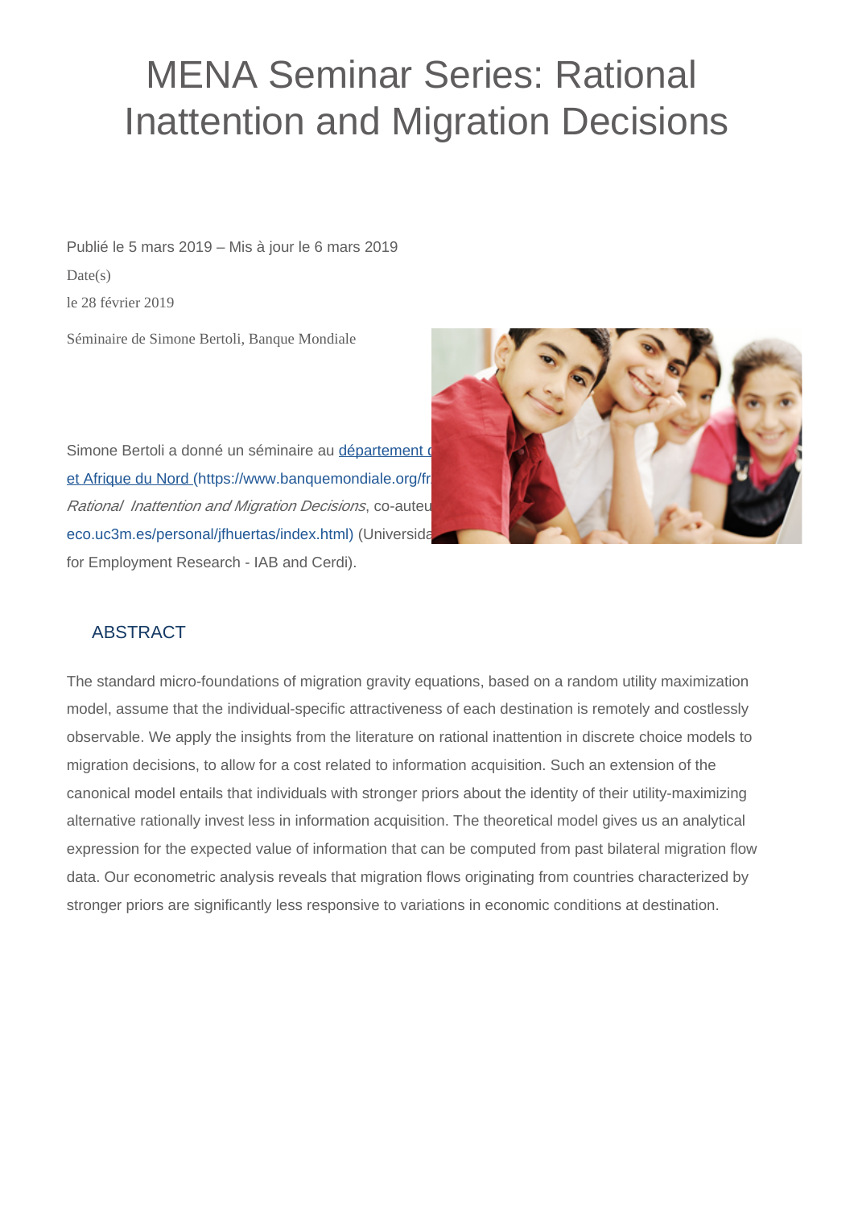# MENA Seminar Series: Rational Inattention and Migration Decisions

Publié le 5 mars 2019 – Mis à jour le 6 mars 2019

Date(s)

le 28 février 2019

Séminaire de Simone Bertoli, Banque Mondiale

Simone Bertoli a donné un séminaire au département [...] et Afrique du Nord (https://www.banquemondiale.org/fr[...] *Rational Inattention and Migration Decisions*, co-auteu[...] eco.uc3m.es/personal/jfhuertas/index.html) (Universida[...] for Employment Research - IAB and Cerdi).

## ABSTRACT

The standard micro-foundations of migration gravity equations, based on a random utility maximization model, assume that the individual-specific attractiveness of each destination is remotely and costlessly observable. We apply the insights from the literature on rational inattention in discrete choice models to migration decisions, to allow for a cost related to information acquisition. Such an extension of the canonical model entails that individuals with stronger priors about the identity of their utility-maximizing alternative rationally invest less in information acquisition. The theoretical model gives us an analytical expression for the expected value of information that can be computed from past bilateral migration flow data. Our econometric analysis reveals that migration flows originating from countries characterized by stronger priors are significantly less responsive to variations in economic conditions at destination.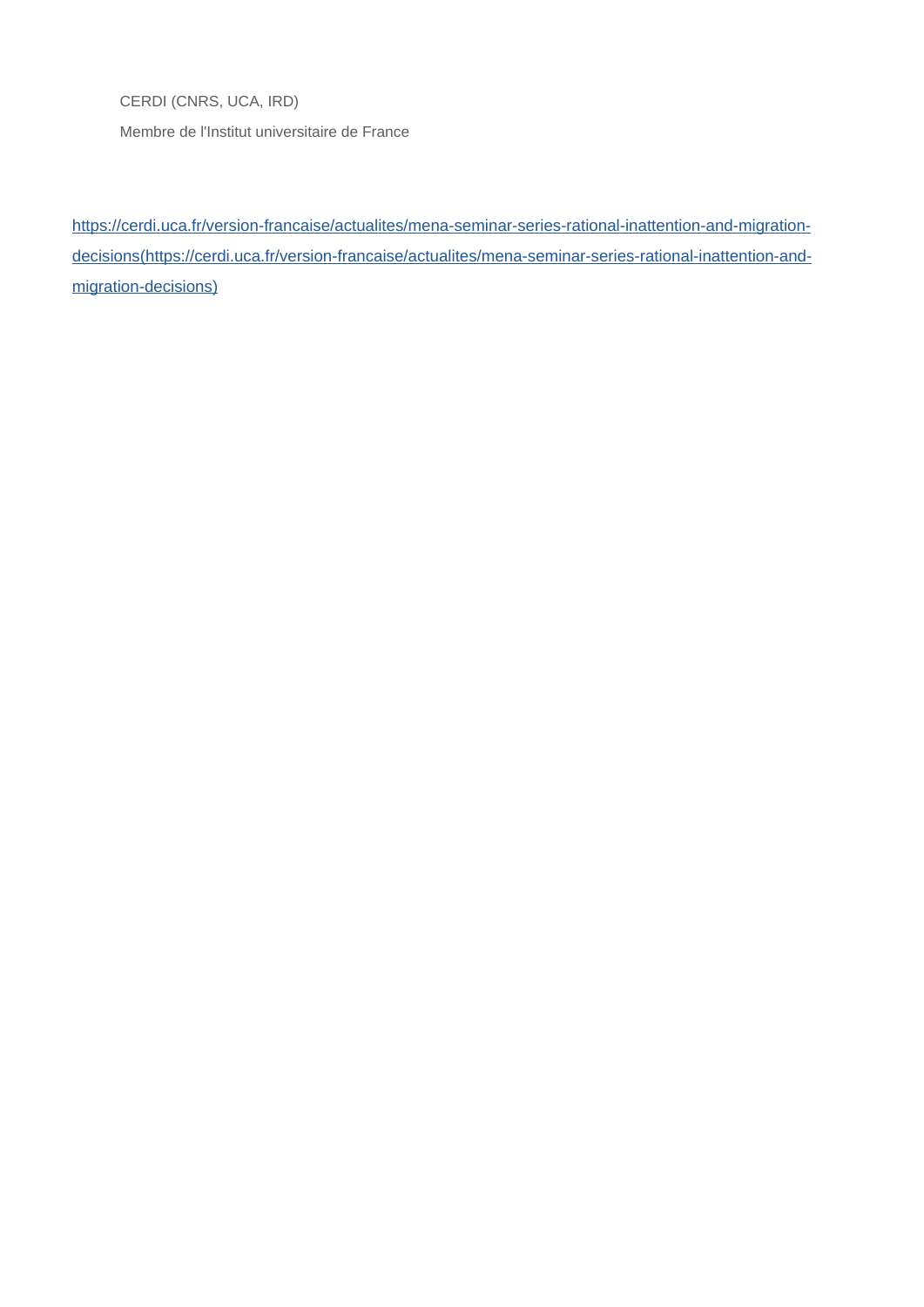CERDI (CNRS, UCA, IRD)

Membre de l'Institut universitaire de France

https://cerdi.uca.fr/version-francaise/actualites/mena-seminar-series-rational-inattention-and-migration-decisions(https://cerdi.uca.fr/version-francaise/actualites/mena-seminar-series-rational-inattention-and-migration-decisions)